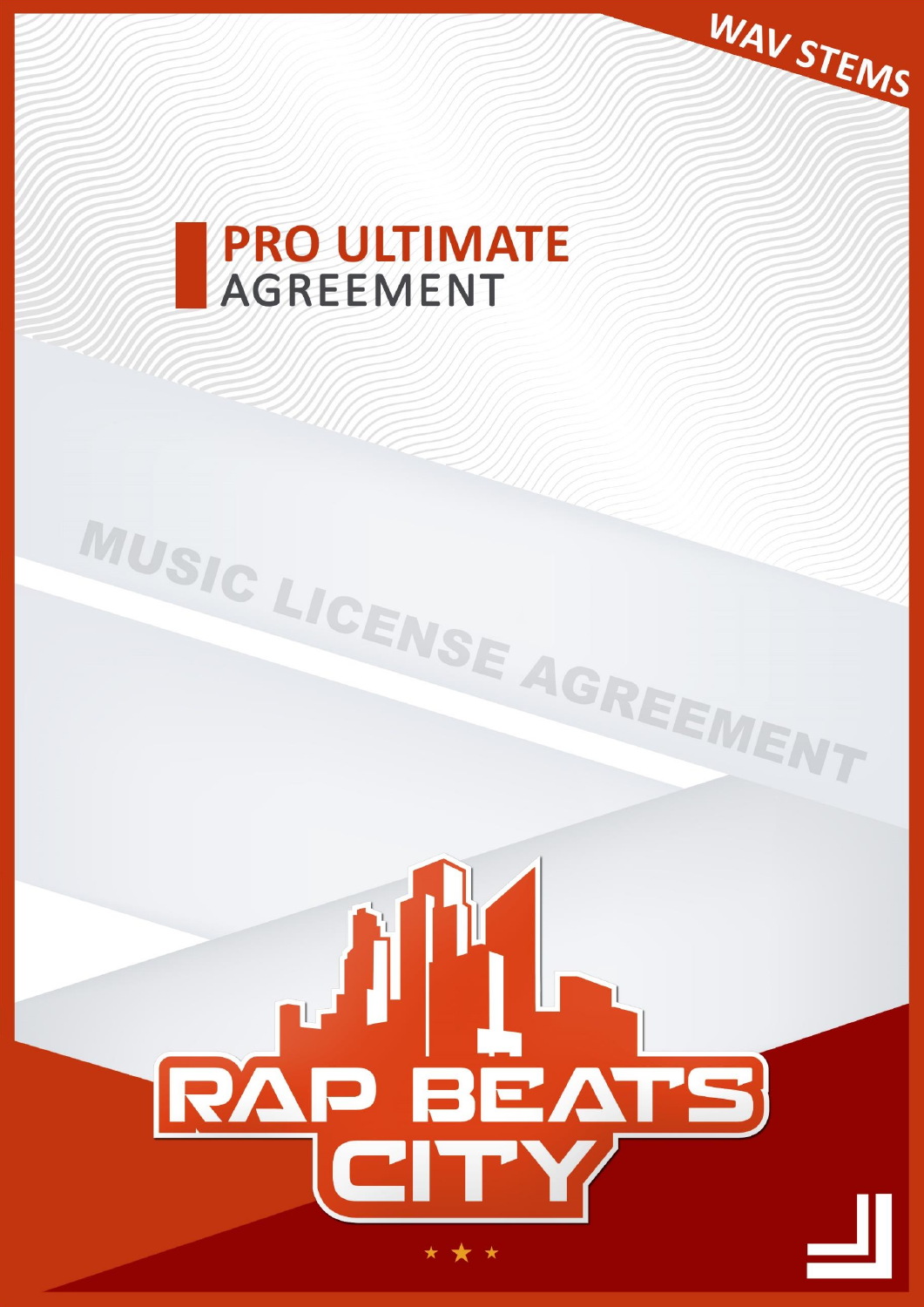WAV STEMS

# PRO ULTIMATE AGREEMENT

MUSIC LICENSE AGREEMENT

RAP BEATS CITY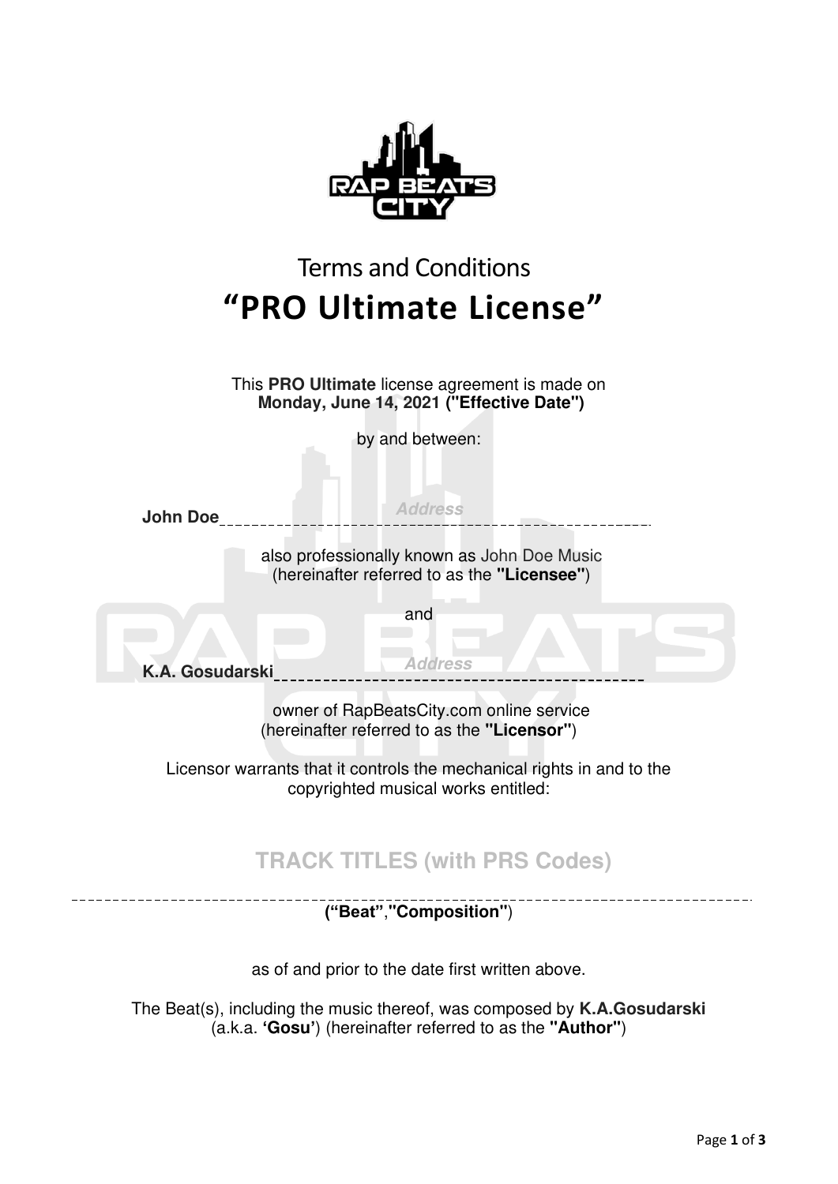Terms and Conditions

# "PRO Ultimate License"

This **PRO Ultimate** license agreement is made on
**Monday, June 14, 2021 ("Effective Date")**

by and between:

**John Doe** _Address_

also professionally known as John Doe Music
(hereinafter referred to as the **"Licensee"**)

and

**K.A. Gosudarski** _Address_

owner of RapBeatsCity.com online service
(hereinafter referred to as the **"Licensor"**)

Licensor warrants that it controls the mechanical rights in and to the copyrighted musical works entitled:

**TRACK TITLES (with PRS Codes)**

**("Beat","Composition")**

as of and prior to the date first written above.

The Beat(s), including the music thereof, was composed by **K.A.Gosudarski** (a.k.a. **'Gosu'**) (hereinafter referred to as the **"Author"**)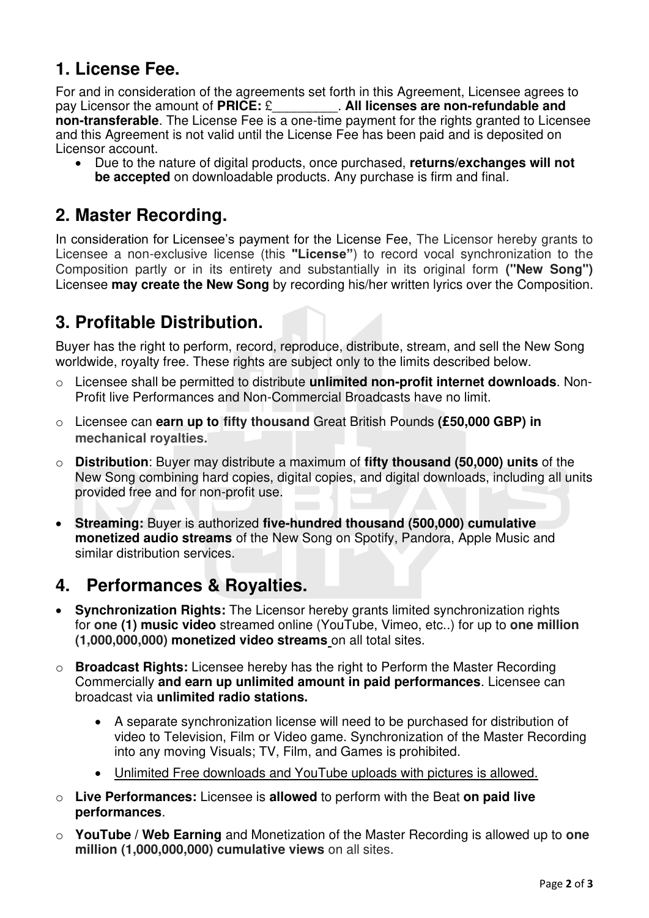## 1. License Fee.

For and in consideration of the agreements set forth in this Agreement, Licensee agrees to pay Licensor the amount of **PRICE:** £_________. **All licenses are non-refundable and non-transferable**. The License Fee is a one-time payment for the rights granted to Licensee and this Agreement is not valid until the License Fee has been paid and is deposited on Licensor account.

- Due to the nature of digital products, once purchased, **returns/exchanges will not be accepted** on downloadable products. Any purchase is firm and final.

## 2. Master Recording.

In consideration for Licensee's payment for the License Fee, The Licensor hereby grants to Licensee a non-exclusive license (this **"License"**) to record vocal synchronization to the Composition partly or in its entirety and substantially in its original form **("New Song")** Licensee **may create the New Song** by recording his/her written lyrics over the Composition.

## 3. Profitable Distribution.

Buyer has the right to perform, record, reproduce, distribute, stream, and sell the New Song worldwide, royalty free. These rights are subject only to the limits described below.

- Licensee shall be permitted to distribute **unlimited non-profit internet downloads**. Non-Profit live Performances and Non-Commercial Broadcasts have no limit.
- Licensee can **earn up to fifty thousand** Great British Pounds **(£50,000 GBP) in mechanical royalties.**
- **Distribution**: Buyer may distribute a maximum of **fifty thousand (50,000) units** of the New Song combining hard copies, digital copies, and digital downloads, including all units provided free and for non-profit use.
- **Streaming:** Buyer is authorized **five-hundred thousand (500,000) cumulative monetized audio streams** of the New Song on Spotify, Pandora, Apple Music and similar distribution services.

## 4. Performances & Royalties.

- **Synchronization Rights:** The Licensor hereby grants limited synchronization rights for **one (1) music video** streamed online (YouTube, Vimeo, etc..) for up to **one million (1,000,000,000) monetized video streams** on all total sites.
- **Broadcast Rights:** Licensee hereby has the right to Perform the Master Recording Commercially **and earn up unlimited amount in paid performances**. Licensee can broadcast via **unlimited radio stations.**
  - A separate synchronization license will need to be purchased for distribution of video to Television, Film or Video game. Synchronization of the Master Recording into any moving Visuals; TV, Film, and Games is prohibited.
  - Unlimited Free downloads and YouTube uploads with pictures is allowed.
- **Live Performances:** Licensee is **allowed** to perform with the Beat **on paid live performances**.
- **YouTube / Web Earning** and Monetization of the Master Recording is allowed up to **one million (1,000,000,000) cumulative views** on all sites.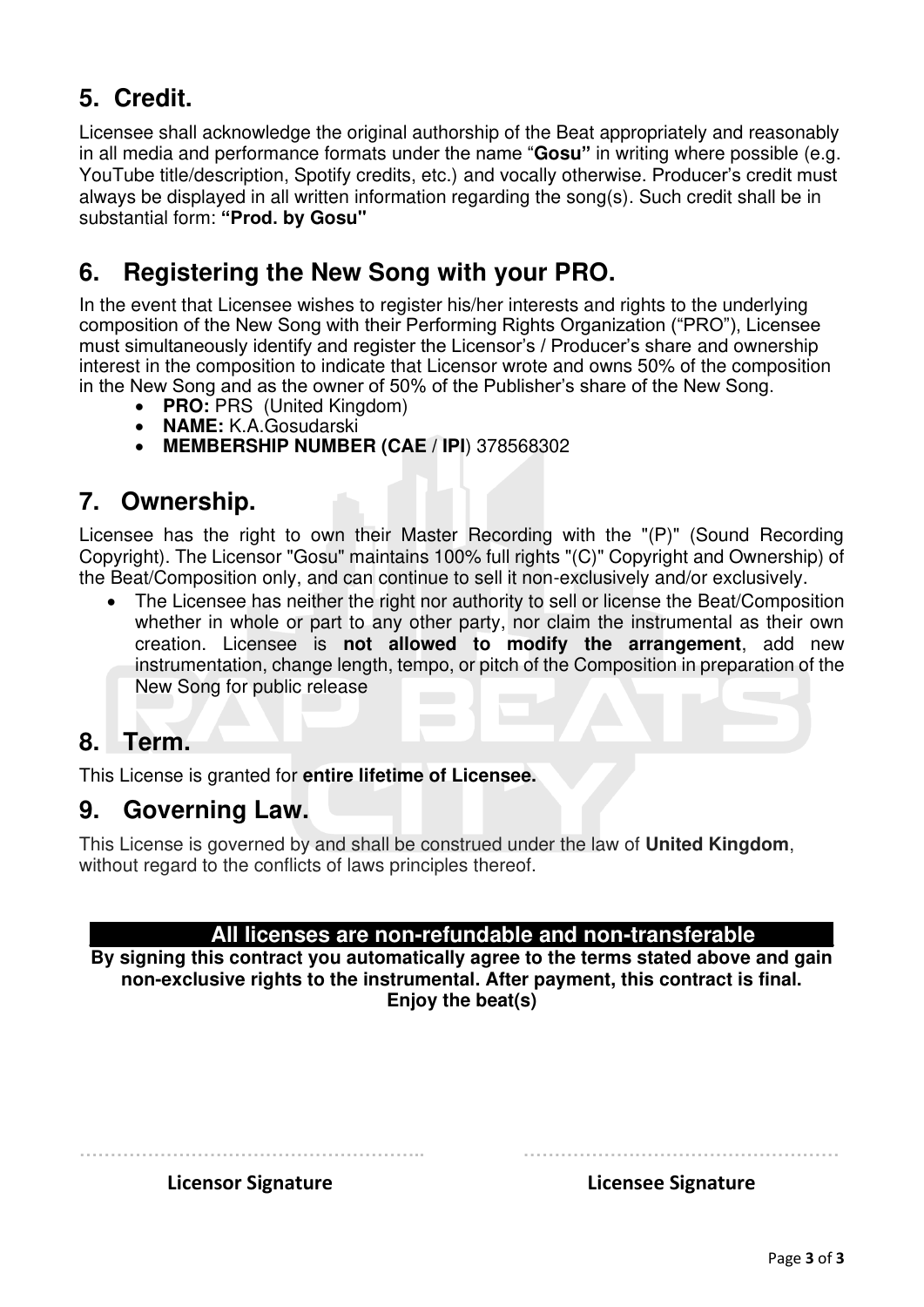## 5. Credit.

Licensee shall acknowledge the original authorship of the Beat appropriately and reasonably in all media and performance formats under the name "**Gosu"** in writing where possible (e.g. YouTube title/description, Spotify credits, etc.) and vocally otherwise. Producer's credit must always be displayed in all written information regarding the song(s). Such credit shall be in substantial form: **"Prod. by Gosu"**

## 6. Registering the New Song with your PRO.

In the event that Licensee wishes to register his/her interests and rights to the underlying composition of the New Song with their Performing Rights Organization ("PRO"), Licensee must simultaneously identify and register the Licensor's / Producer's share and ownership interest in the composition to indicate that Licensor wrote and owns 50% of the composition in the New Song and as the owner of 50% of the Publisher's share of the New Song.

- **PRO:** PRS (United Kingdom)
- **NAME:** K.A.Gosudarski
- **MEMBERSHIP NUMBER (CAE / IPI)** 378568302

## 7. Ownership.

Licensee has the right to own their Master Recording with the "(P)" (Sound Recording Copyright). The Licensor "Gosu" maintains 100% full rights "(C)" Copyright and Ownership) of the Beat/Composition only, and can continue to sell it non-exclusively and/or exclusively.

- The Licensee has neither the right nor authority to sell or license the Beat/Composition whether in whole or part to any other party, nor claim the instrumental as their own creation. Licensee is **not allowed to modify the arrangement**, add new instrumentation, change length, tempo, or pitch of the Composition in preparation of the New Song for public release

## 8. Term.

This License is granted for **entire lifetime of Licensee.**

## 9. Governing Law.

This License is governed by and shall be construed under the law of **United Kingdom**, without regard to the conflicts of laws principles thereof.

**All licenses are non-refundable and non-transferable**

**By signing this contract you automatically agree to the terms stated above and gain non-exclusive rights to the instrumental. After payment, this contract is final. Enjoy the beat(s)**

.........................................................

**Licensor Signature**

.........................................................

**Licensee Signature**